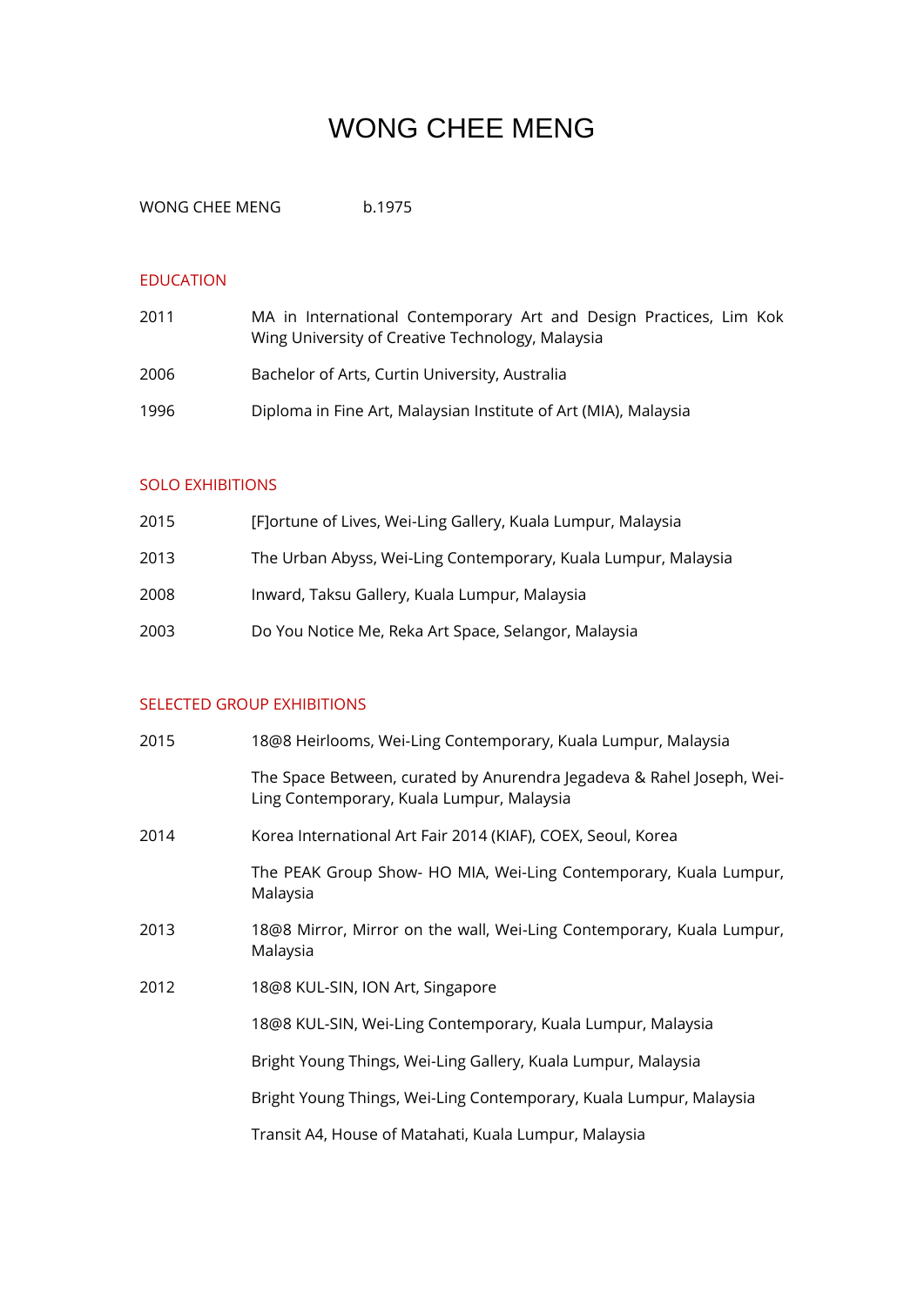# WONG CHEE MENG

WONG CHEE MENG b.1975

## EDUCATION

| | |
|---|---|
| 2011 | MA in International Contemporary Art and Design Practices, Lim Kok Wing University of Creative Technology, Malaysia |
| 2006 | Bachelor of Arts, Curtin University, Australia |
| 1996 | Diploma in Fine Art, Malaysian Institute of Art (MIA), Malaysia |

## SOLO EXHIBITIONS

| | |
|---|---|
| 2015 | [F]ortune of Lives, Wei-Ling Gallery, Kuala Lumpur, Malaysia |
| 2013 | The Urban Abyss, Wei-Ling Contemporary, Kuala Lumpur, Malaysia |
| 2008 | Inward, Taksu Gallery, Kuala Lumpur, Malaysia |
| 2003 | Do You Notice Me, Reka Art Space, Selangor, Malaysia |

## SELECTED GROUP EXHIBITIONS

| | |
|---|---|
| 2015 | 18@8 Heirlooms, Wei-Ling Contemporary, Kuala Lumpur, Malaysia |
| | The Space Between, curated by Anurendra Jegadeva & Rahel Joseph, Wei-Ling Contemporary, Kuala Lumpur, Malaysia |
| 2014 | Korea International Art Fair 2014 (KIAF), COEX, Seoul, Korea |
| | The PEAK Group Show- HO MIA, Wei-Ling Contemporary, Kuala Lumpur, Malaysia |
| 2013 | 18@8 Mirror, Mirror on the wall, Wei-Ling Contemporary, Kuala Lumpur, Malaysia |
| 2012 | 18@8 KUL-SIN, ION Art, Singapore |
| | 18@8 KUL-SIN, Wei-Ling Contemporary, Kuala Lumpur, Malaysia |
| | Bright Young Things, Wei-Ling Gallery, Kuala Lumpur, Malaysia |
| | Bright Young Things, Wei-Ling Contemporary, Kuala Lumpur, Malaysia |
| | Transit A4, House of Matahati, Kuala Lumpur, Malaysia |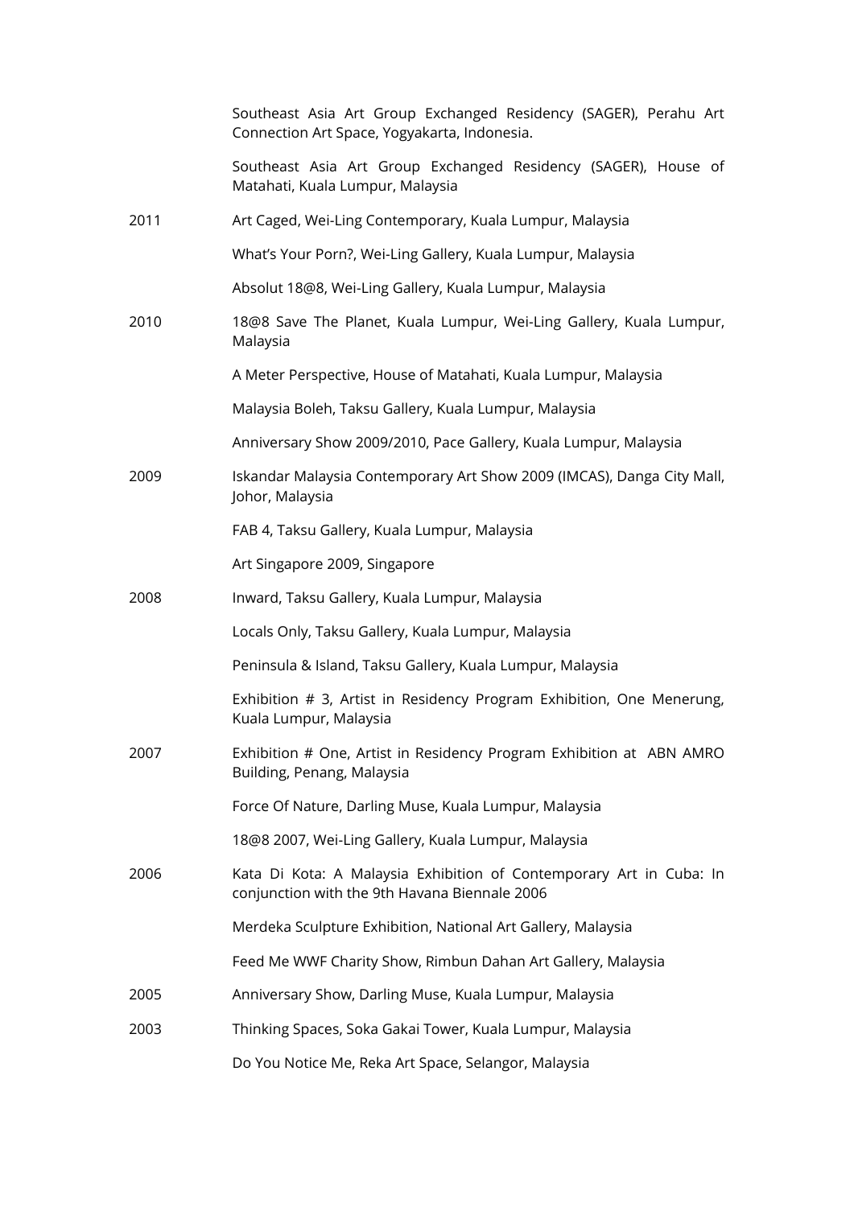| | |
|---|---|
| | Southeast Asia Art Group Exchanged Residency (SAGER), Perahu Art Connection Art Space, Yogyakarta, Indonesia. |
| | Southeast Asia Art Group Exchanged Residency (SAGER), House of Matahati, Kuala Lumpur, Malaysia |
| 2011 | Art Caged, Wei-Ling Contemporary, Kuala Lumpur, Malaysia |
| | What's Your Porn?, Wei-Ling Gallery, Kuala Lumpur, Malaysia |
| | Absolut 18@8, Wei-Ling Gallery, Kuala Lumpur, Malaysia |
| 2010 | 18@8 Save The Planet, Kuala Lumpur, Wei-Ling Gallery, Kuala Lumpur, Malaysia |
| | A Meter Perspective, House of Matahati, Kuala Lumpur, Malaysia |
| | Malaysia Boleh, Taksu Gallery, Kuala Lumpur, Malaysia |
| | Anniversary Show 2009/2010, Pace Gallery, Kuala Lumpur, Malaysia |
| 2009 | Iskandar Malaysia Contemporary Art Show 2009 (IMCAS), Danga City Mall, Johor, Malaysia |
| | FAB 4, Taksu Gallery, Kuala Lumpur, Malaysia |
| | Art Singapore 2009, Singapore |
| 2008 | Inward, Taksu Gallery, Kuala Lumpur, Malaysia |
| | Locals Only, Taksu Gallery, Kuala Lumpur, Malaysia |
| | Peninsula & Island, Taksu Gallery, Kuala Lumpur, Malaysia |
| | Exhibition # 3, Artist in Residency Program Exhibition, One Menerung, Kuala Lumpur, Malaysia |
| 2007 | Exhibition # One, Artist in Residency Program Exhibition at ABN AMRO Building, Penang, Malaysia |
| | Force Of Nature, Darling Muse, Kuala Lumpur, Malaysia |
| | 18@8 2007, Wei-Ling Gallery, Kuala Lumpur, Malaysia |
| 2006 | Kata Di Kota: A Malaysia Exhibition of Contemporary Art in Cuba: In conjunction with the 9th Havana Biennale 2006 |
| | Merdeka Sculpture Exhibition, National Art Gallery, Malaysia |
| | Feed Me WWF Charity Show, Rimbun Dahan Art Gallery, Malaysia |
| 2005 | Anniversary Show, Darling Muse, Kuala Lumpur, Malaysia |
| 2003 | Thinking Spaces, Soka Gakai Tower, Kuala Lumpur, Malaysia |
| | Do You Notice Me, Reka Art Space, Selangor, Malaysia |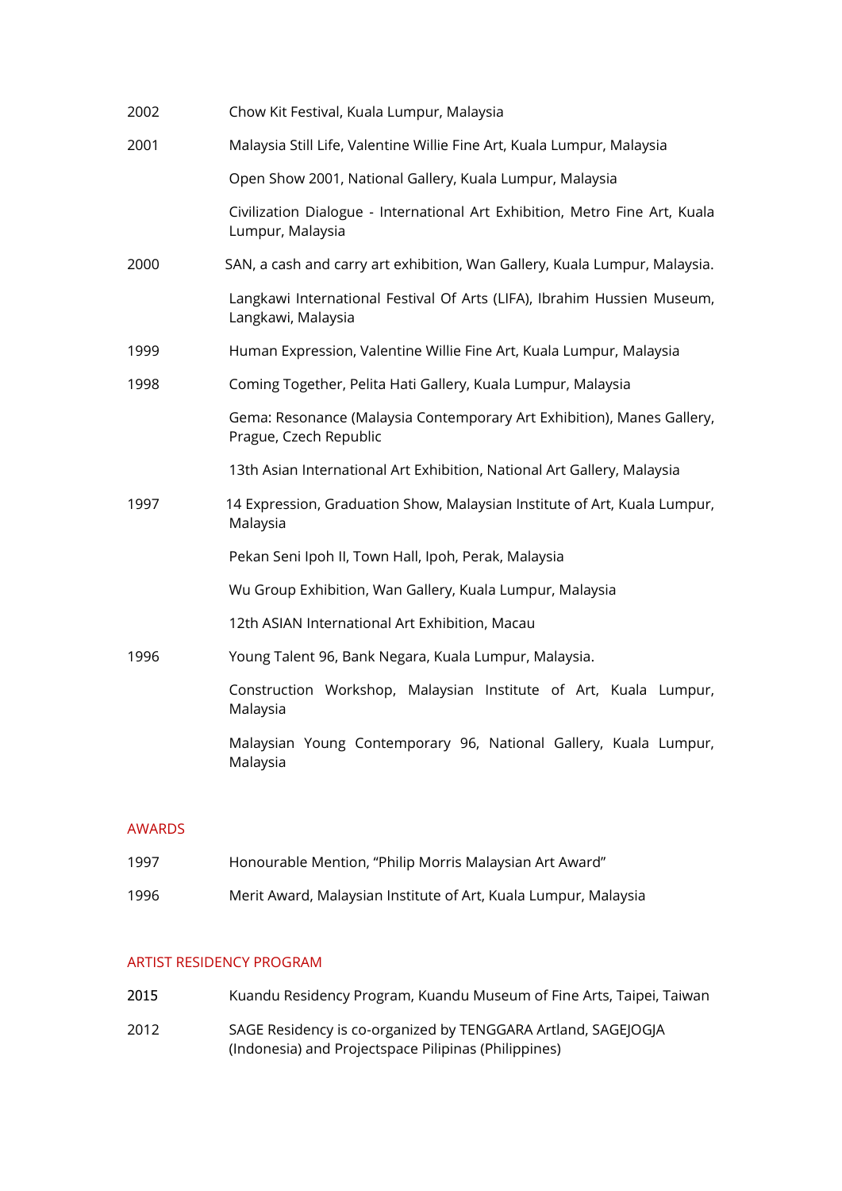| | |
|---|---|
| 2002 | Chow Kit Festival, Kuala Lumpur, Malaysia |
| 2001 | Malaysia Still Life, Valentine Willie Fine Art, Kuala Lumpur, Malaysia |
| | Open Show 2001, National Gallery, Kuala Lumpur, Malaysia |
| | Civilization Dialogue - International Art Exhibition, Metro Fine Art, Kuala Lumpur, Malaysia |
| 2000 | SAN, a cash and carry art exhibition, Wan Gallery, Kuala Lumpur, Malaysia. |
| | Langkawi International Festival Of Arts (LIFA), Ibrahim Hussien Museum, Langkawi, Malaysia |
| 1999 | Human Expression, Valentine Willie Fine Art, Kuala Lumpur, Malaysia |
| 1998 | Coming Together, Pelita Hati Gallery, Kuala Lumpur, Malaysia |
| | Gema: Resonance (Malaysia Contemporary Art Exhibition), Manes Gallery, Prague, Czech Republic |
| | 13th Asian International Art Exhibition, National Art Gallery, Malaysia |
| 1997 | 14 Expression, Graduation Show, Malaysian Institute of Art, Kuala Lumpur, Malaysia |
| | Pekan Seni Ipoh II, Town Hall, Ipoh, Perak, Malaysia |
| | Wu Group Exhibition, Wan Gallery, Kuala Lumpur, Malaysia |
| | 12th ASIAN International Art Exhibition, Macau |
| 1996 | Young Talent 96, Bank Negara, Kuala Lumpur, Malaysia. |
| | Construction Workshop, Malaysian Institute of Art, Kuala Lumpur, Malaysia |
| | Malaysian Young Contemporary 96, National Gallery, Kuala Lumpur, Malaysia |

## AWARDS

| | |
|---|---|
| 1997 | Honourable Mention, "Philip Morris Malaysian Art Award" |
| 1996 | Merit Award, Malaysian Institute of Art, Kuala Lumpur, Malaysia |

## ARTIST RESIDENCY PROGRAM

| | |
|---|---|
| 2015 | Kuandu Residency Program, Kuandu Museum of Fine Arts, Taipei, Taiwan |
| 2012 | SAGE Residency is co-organized by TENGGARA Artland, SAGEJOGJA (Indonesia) and Projectspace Pilipinas (Philippines) |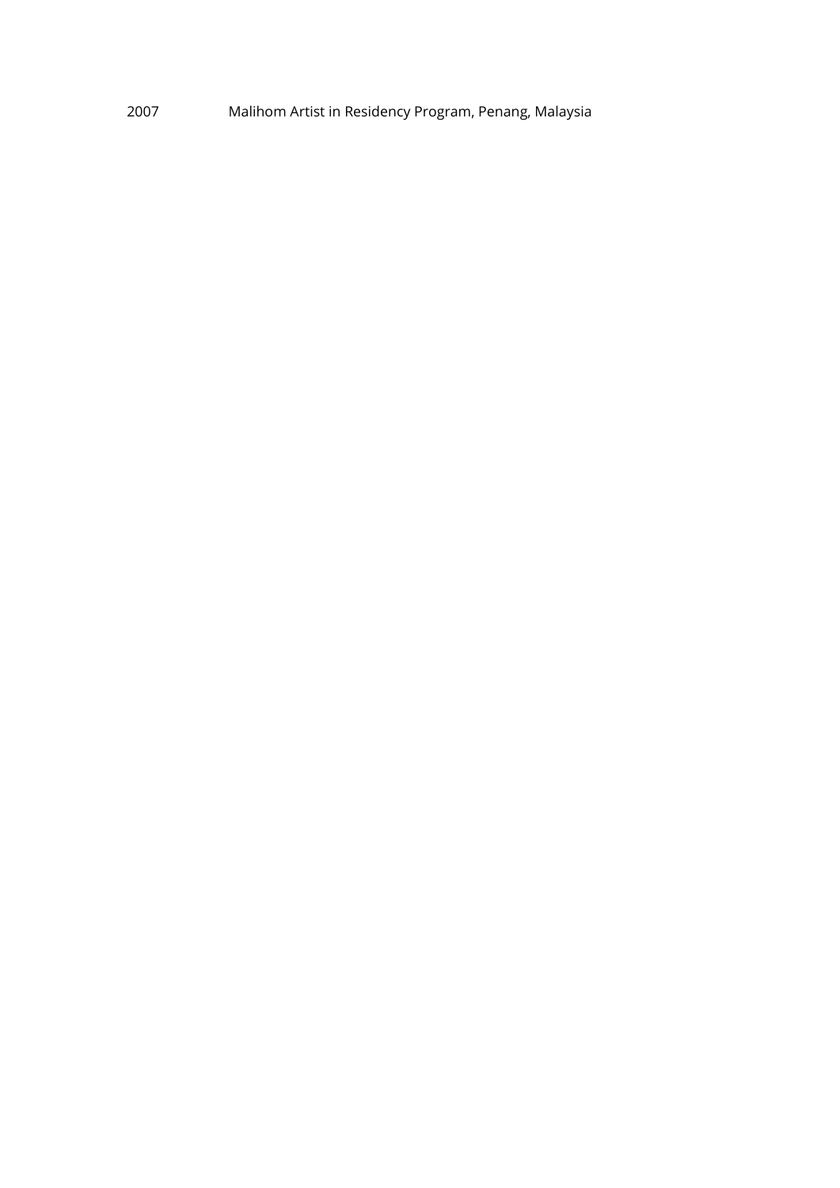2007 Malihom Artist in Residency Program, Penang, Malaysia